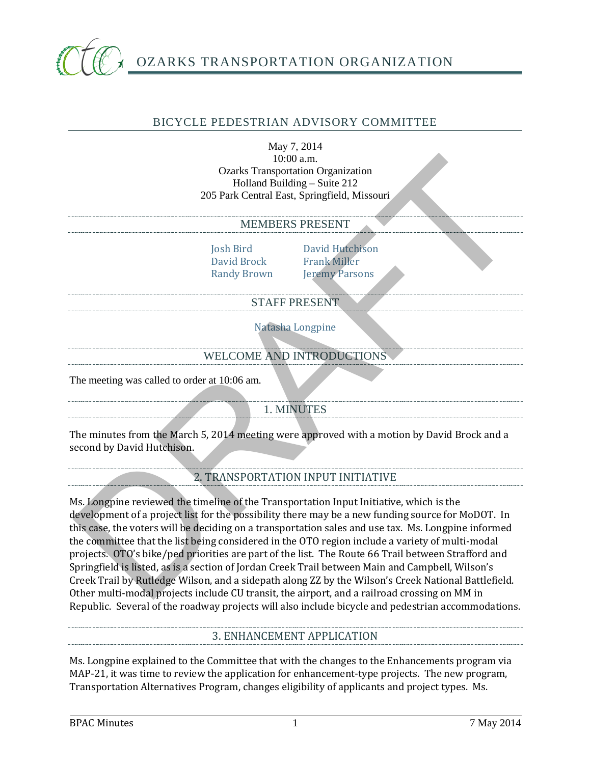# OZARKS TRANSPORTATION ORGANIZATION

## BICYCLE PEDESTRIAN ADVISORY COMMITTEE

May 7, 2014
10:00 a.m.
Ozarks Transportation Organization
Holland Building – Suite 212
205 Park Central East, Springfield, Missouri

### MEMBERS PRESENT

Josh Bird
David Brock
Randy Brown
David Hutchison
Frank Miller
Jeremy Parsons

### STAFF PRESENT

Natasha Longpine

### WELCOME AND INTRODUCTIONS

The meeting was called to order at 10:06 am.

### 1. MINUTES

The minutes from the March 5, 2014 meeting were approved with a motion by David Brock and a second by David Hutchison.

### 2. TRANSPORTATION INPUT INITIATIVE

Ms. Longpine reviewed the timeline of the Transportation Input Initiative, which is the development of a project list for the possibility there may be a new funding source for MoDOT. In this case, the voters will be deciding on a transportation sales and use tax. Ms. Longpine informed the committee that the list being considered in the OTO region include a variety of multi-modal projects. OTO's bike/ped priorities are part of the list. The Route 66 Trail between Strafford and Springfield is listed, as is a section of Jordan Creek Trail between Main and Campbell, Wilson's Creek Trail by Rutledge Wilson, and a sidepath along ZZ by the Wilson's Creek National Battlefield. Other multi-modal projects include CU transit, the airport, and a railroad crossing on MM in Republic. Several of the roadway projects will also include bicycle and pedestrian accommodations.

### 3. ENHANCEMENT APPLICATION

Ms. Longpine explained to the Committee that with the changes to the Enhancements program via MAP-21, it was time to review the application for enhancement-type projects. The new program, Transportation Alternatives Program, changes eligibility of applicants and project types. Ms.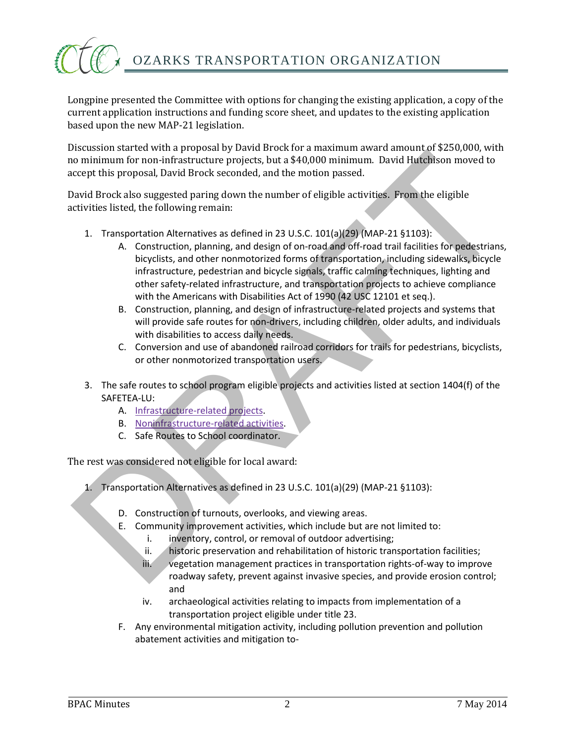Longpine presented the Committee with options for changing the existing application, a copy of the current application instructions and funding score sheet, and updates to the existing application based upon the new MAP-21 legislation.

Discussion started with a proposal by David Brock for a maximum award amount of $250,000, with no minimum for non-infrastructure projects, but a $40,000 minimum. David Hutchison moved to accept this proposal, David Brock seconded, and the motion passed.

David Brock also suggested paring down the number of eligible activities. From the eligible activities listed, the following remain:

1. Transportation Alternatives as defined in 23 U.S.C. 101(a)(29) (MAP-21 §1103):
   A. Construction, planning, and design of on-road and off-road trail facilities for pedestrians, bicyclists, and other nonmotorized forms of transportation, including sidewalks, bicycle infrastructure, pedestrian and bicycle signals, traffic calming techniques, lighting and other safety-related infrastructure, and transportation projects to achieve compliance with the Americans with Disabilities Act of 1990 (42 USC 12101 et seq.).
   B. Construction, planning, and design of infrastructure-related projects and systems that will provide safe routes for non-drivers, including children, older adults, and individuals with disabilities to access daily needs.
   C. Conversion and use of abandoned railroad corridors for trails for pedestrians, bicyclists, or other nonmotorized transportation users.

3. The safe routes to school program eligible projects and activities listed at section 1404(f) of the SAFETEA-LU:
   A. Infrastructure-related projects.
   B. Noninfrastructure-related activities.
   C. Safe Routes to School coordinator.

The rest was considered not eligible for local award:

1. Transportation Alternatives as defined in 23 U.S.C. 101(a)(29) (MAP-21 §1103):

   D. Construction of turnouts, overlooks, and viewing areas.
   E. Community improvement activities, which include but are not limited to:
      i. inventory, control, or removal of outdoor advertising;
      ii. historic preservation and rehabilitation of historic transportation facilities;
      iii. vegetation management practices in transportation rights-of-way to improve roadway safety, prevent against invasive species, and provide erosion control; and
      iv. archaeological activities relating to impacts from implementation of a transportation project eligible under title 23.
   F. Any environmental mitigation activity, including pollution prevention and pollution abatement activities and mitigation to-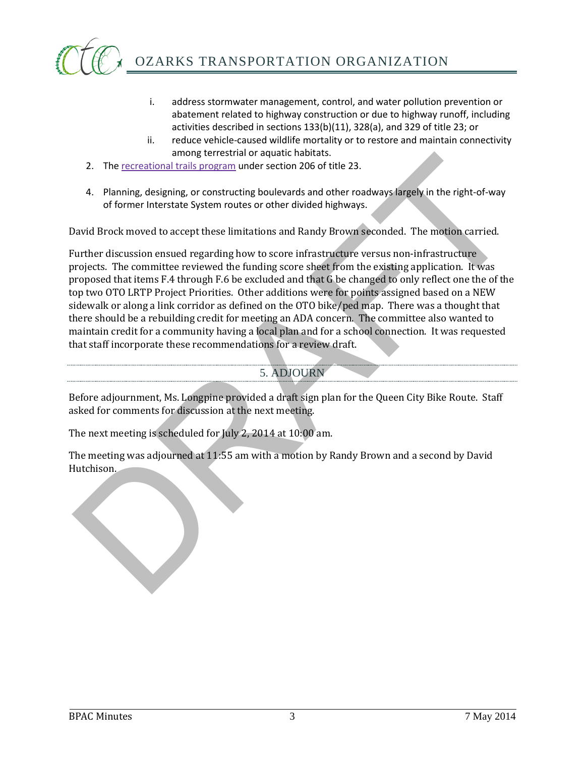i. address stormwater management, control, and water pollution prevention or abatement related to highway construction or due to highway runoff, including activities described in sections 133(b)(11), 328(a), and 329 of title 23; or
ii. reduce vehicle-caused wildlife mortality or to restore and maintain connectivity among terrestrial or aquatic habitats.

2. The recreational trails program under section 206 of title 23.

4. Planning, designing, or constructing boulevards and other roadways largely in the right-of-way of former Interstate System routes or other divided highways.

David Brock moved to accept these limitations and Randy Brown seconded. The motion carried.

Further discussion ensued regarding how to score infrastructure versus non-infrastructure projects. The committee reviewed the funding score sheet from the existing application. It was proposed that items F.4 through F.6 be excluded and that G be changed to only reflect one the of the top two OTO LRTP Project Priorities. Other additions were for points assigned based on a NEW sidewalk or along a link corridor as defined on the OTO bike/ped map. There was a thought that there should be a rebuilding credit for meeting an ADA concern. The committee also wanted to maintain credit for a community having a local plan and for a school connection. It was requested that staff incorporate these recommendations for a review draft.

## 5. ADJOURN

Before adjournment, Ms. Longpine provided a draft sign plan for the Queen City Bike Route. Staff asked for comments for discussion at the next meeting.

The next meeting is scheduled for July 2, 2014 at 10:00 am.

The meeting was adjourned at 11:55 am with a motion by Randy Brown and a second by David Hutchison.